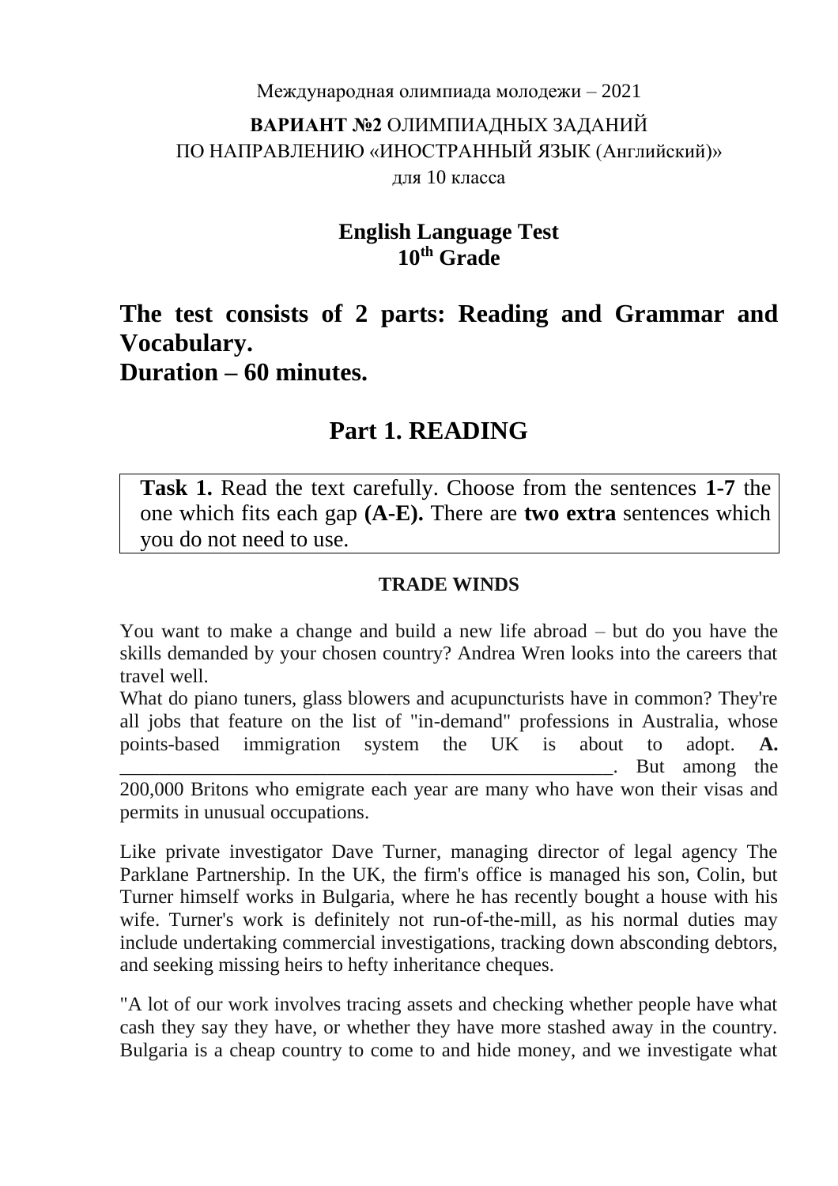Международная олимпиада молодежи – 2021

**ВАРИАНТ №2** ОЛИМПИАДНЫХ ЗАДАНИЙ
ПО НАПРАВЛЕНИЮ «ИНОСТРАННЫЙ ЯЗЫК (Английский)»
для 10 класса

**English Language Test**
**10th Grade**

# The test consists of 2 parts: Reading and Grammar and Vocabulary. Duration – 60 minutes.

## Part 1. READING

**Task 1.** Read the text carefully. Choose from the sentences **1-7** the one which fits each gap **(A-E).** There are **two extra** sentences which you do not need to use.

### TRADE WINDS

You want to make a change and build a new life abroad – but do you have the skills demanded by your chosen country? Andrea Wren looks into the careers that travel well.

What do piano tuners, glass blowers and acupuncturists have in common? They're all jobs that feature on the list of "in-demand" professions in Australia, whose points-based immigration system the UK is about to adopt. **A.** \_\_\_\_\_\_\_\_\_\_\_\_\_\_\_\_\_\_\_\_\_\_\_\_\_\_\_\_\_\_\_\_\_\_\_\_\_\_\_\_\_\_\_\_\_\_\_\_\_\_\_\_\_. But among the 200,000 Britons who emigrate each year are many who have won their visas and permits in unusual occupations.

Like private investigator Dave Turner, managing director of legal agency The Parklane Partnership. In the UK, the firm's office is managed his son, Colin, but Turner himself works in Bulgaria, where he has recently bought a house with his wife. Turner's work is definitely not run-of-the-mill, as his normal duties may include undertaking commercial investigations, tracking down absconding debtors, and seeking missing heirs to hefty inheritance cheques.

"A lot of our work involves tracing assets and checking whether people have what cash they say they have, or whether they have more stashed away in the country. Bulgaria is a cheap country to come to and hide money, and we investigate what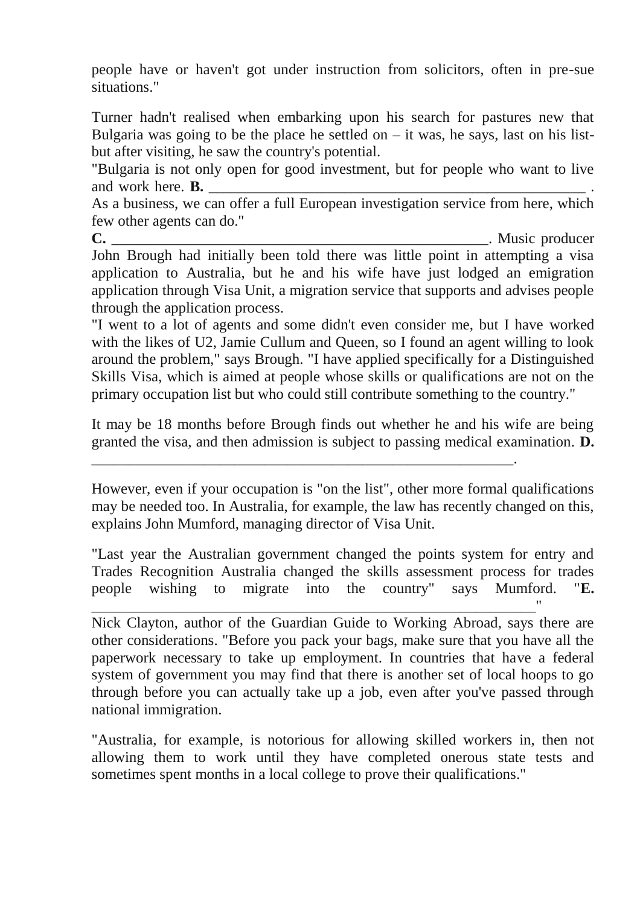people have or haven't got under instruction from solicitors, often in pre-sue situations."

Turner hadn't realised when embarking upon his search for pastures new that Bulgaria was going to be the place he settled on – it was, he says, last on his list- but after visiting, he saw the country's potential.

"Bulgaria is not only open for good investment, but for people who want to live and work here. **B.** ____________________________________________________ .
As a business, we can offer a full European investigation service from here, which few other agents can do."

**C.** _________________________________________________. Music producer John Brough had initially been told there was little point in attempting a visa application to Australia, but he and his wife have just lodged an emigration application through Visa Unit, a migration service that supports and advises people through the application process.

"I went to a lot of agents and some didn't even consider me, but I have worked with the likes of U2, Jamie Cullum and Queen, so I found an agent willing to look around the problem," says Brough. "I have applied specifically for a Distinguished Skills Visa, which is aimed at people whose skills or qualifications are not on the primary occupation list but who could still contribute something to the country."

It may be 18 months before Brough finds out whether he and his wife are being granted the visa, and then admission is subject to passing medical examination. **D.** _________________________________________________________.

However, even if your occupation is "on the list", other more formal qualifications may be needed too. In Australia, for example, the law has recently changed on this, explains John Mumford, managing director of Visa Unit.

"Last year the Australian government changed the points system for entry and Trades Recognition Australia changed the skills assessment process for trades people wishing to migrate into the country" says Mumford. "**E.** ___________________________________________________________"

Nick Clayton, author of the Guardian Guide to Working Abroad, says there are other considerations. "Before you pack your bags, make sure that you have all the paperwork necessary to take up employment. In countries that have a federal system of government you may find that there is another set of local hoops to go through before you can actually take up a job, even after you've passed through national immigration.

"Australia, for example, is notorious for allowing skilled workers in, then not allowing them to work until they have completed onerous state tests and sometimes spent months in a local college to prove their qualifications."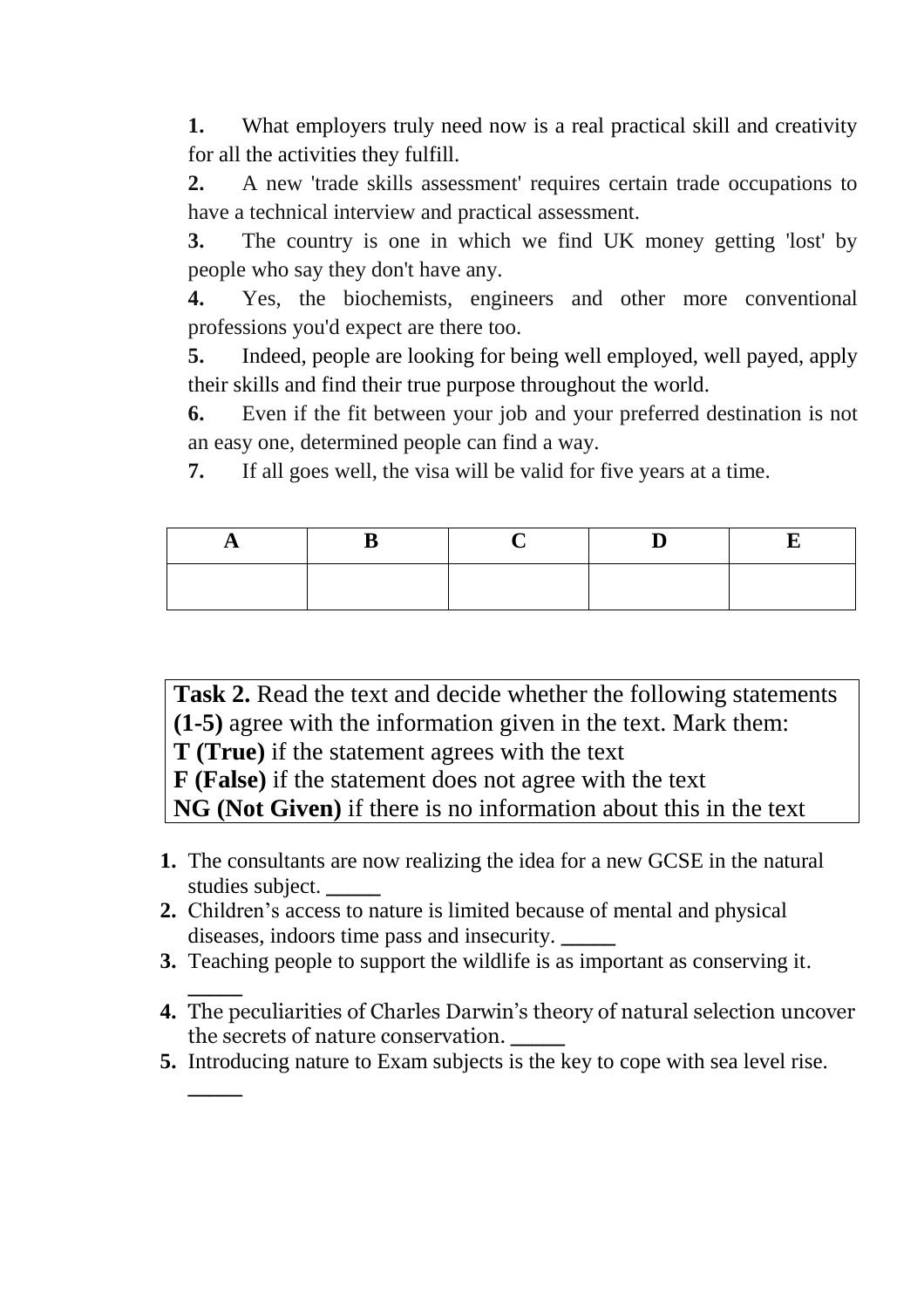1. What employers truly need now is a real practical skill and creativity for all the activities they fulfill.
2. A new 'trade skills assessment' requires certain trade occupations to have a technical interview and practical assessment.
3. The country is one in which we find UK money getting 'lost' by people who say they don't have any.
4. Yes, the biochemists, engineers and other more conventional professions you'd expect are there too.
5. Indeed, people are looking for being well employed, well payed, apply their skills and find their true purpose throughout the world.
6. Even if the fit between your job and your preferred destination is not an easy one, determined people can find a way.
7. If all goes well, the visa will be valid for five years at a time.

| A | B | C | D | E |
|---|---|---|---|---|
| | | | | |

**Task 2.** Read the text and decide whether the following statements **(1-5)** agree with the information given in the text. Mark them:
**T (True)** if the statement agrees with the text
**F (False)** if the statement does not agree with the text
**NG (Not Given)** if there is no information about this in the text

1. The consultants are now realizing the idea for a new GCSE in the natural studies subject. _____
2. Children's access to nature is limited because of mental and physical diseases, indoors time pass and insecurity. _____
3. Teaching people to support the wildlife is as important as conserving it. _____
4. The peculiarities of Charles Darwin's theory of natural selection uncover the secrets of nature conservation. _____
5. Introducing nature to Exam subjects is the key to cope with sea level rise. _____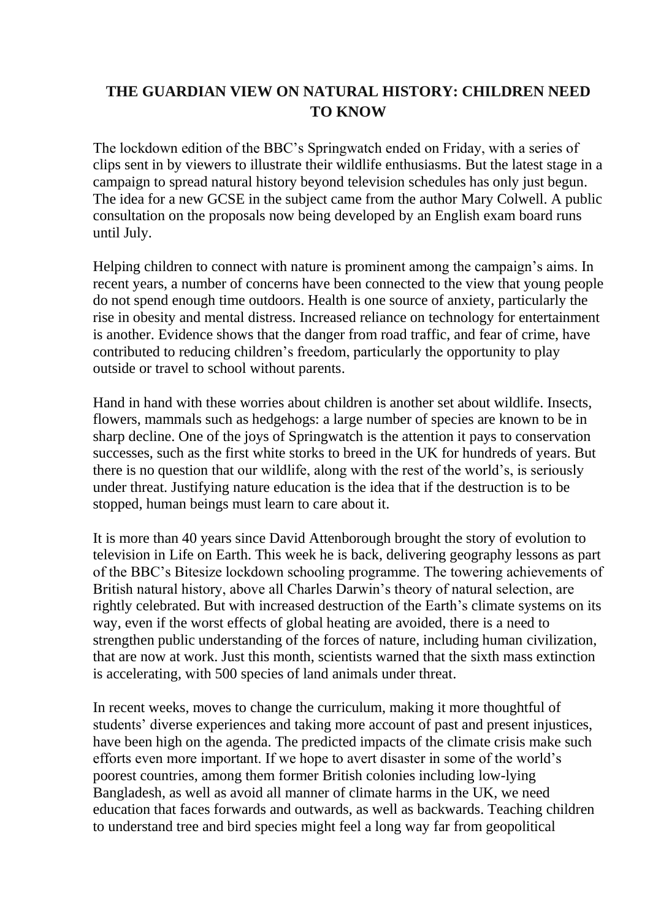# THE GUARDIAN VIEW ON NATURAL HISTORY: CHILDREN NEED TO KNOW

The lockdown edition of the BBC's Springwatch ended on Friday, with a series of clips sent in by viewers to illustrate their wildlife enthusiasms. But the latest stage in a campaign to spread natural history beyond television schedules has only just begun. The idea for a new GCSE in the subject came from the author Mary Colwell. A public consultation on the proposals now being developed by an English exam board runs until July.

Helping children to connect with nature is prominent among the campaign's aims. In recent years, a number of concerns have been connected to the view that young people do not spend enough time outdoors. Health is one source of anxiety, particularly the rise in obesity and mental distress. Increased reliance on technology for entertainment is another. Evidence shows that the danger from road traffic, and fear of crime, have contributed to reducing children's freedom, particularly the opportunity to play outside or travel to school without parents.

Hand in hand with these worries about children is another set about wildlife. Insects, flowers, mammals such as hedgehogs: a large number of species are known to be in sharp decline. One of the joys of Springwatch is the attention it pays to conservation successes, such as the first white storks to breed in the UK for hundreds of years. But there is no question that our wildlife, along with the rest of the world's, is seriously under threat. Justifying nature education is the idea that if the destruction is to be stopped, human beings must learn to care about it.

It is more than 40 years since David Attenborough brought the story of evolution to television in Life on Earth. This week he is back, delivering geography lessons as part of the BBC's Bitesize lockdown schooling programme. The towering achievements of British natural history, above all Charles Darwin's theory of natural selection, are rightly celebrated. But with increased destruction of the Earth's climate systems on its way, even if the worst effects of global heating are avoided, there is a need to strengthen public understanding of the forces of nature, including human civilization, that are now at work. Just this month, scientists warned that the sixth mass extinction is accelerating, with 500 species of land animals under threat.

In recent weeks, moves to change the curriculum, making it more thoughtful of students' diverse experiences and taking more account of past and present injustices, have been high on the agenda. The predicted impacts of the climate crisis make such efforts even more important. If we hope to avert disaster in some of the world's poorest countries, among them former British colonies including low-lying Bangladesh, as well as avoid all manner of climate harms in the UK, we need education that faces forwards and outwards, as well as backwards. Teaching children to understand tree and bird species might feel a long way far from geopolitical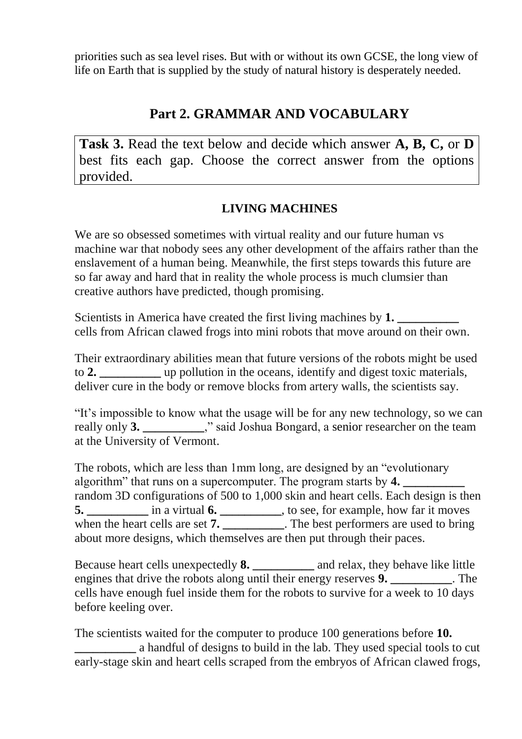priorities such as sea level rises. But with or without its own GCSE, the long view of life on Earth that is supplied by the study of natural history is desperately needed.

## Part 2. GRAMMAR AND VOCABULARY

**Task 3.** Read the text below and decide which answer **A, B, C,** or **D** best fits each gap. Choose the correct answer from the options provided.

### LIVING MACHINES

We are so obsessed sometimes with virtual reality and our future human vs machine war that nobody sees any other development of the affairs rather than the enslavement of a human being. Meanwhile, the first steps towards this future are so far away and hard that in reality the whole process is much clumsier than creative authors have predicted, though promising.

Scientists in America have created the first living machines by **1. __________** cells from African clawed frogs into mini robots that move around on their own.

Their extraordinary abilities mean that future versions of the robots might be used to **2. __________** up pollution in the oceans, identify and digest toxic materials, deliver cure in the body or remove blocks from artery walls, the scientists say.

"It's impossible to know what the usage will be for any new technology, so we can really only **3. __________**," said Joshua Bongard, a senior researcher on the team at the University of Vermont.

The robots, which are less than 1mm long, are designed by an "evolutionary algorithm" that runs on a supercomputer. The program starts by **4. __________** random 3D configurations of 500 to 1,000 skin and heart cells. Each design is then **5. __________** in a virtual **6. __________**, to see, for example, how far it moves when the heart cells are set **7. __________**. The best performers are used to bring about more designs, which themselves are then put through their paces.

Because heart cells unexpectedly **8. __________** and relax, they behave like little engines that drive the robots along until their energy reserves **9. __________**. The cells have enough fuel inside them for the robots to survive for a week to 10 days before keeling over.

The scientists waited for the computer to produce 100 generations before **10. __________** a handful of designs to build in the lab. They used special tools to cut early-stage skin and heart cells scraped from the embryos of African clawed frogs,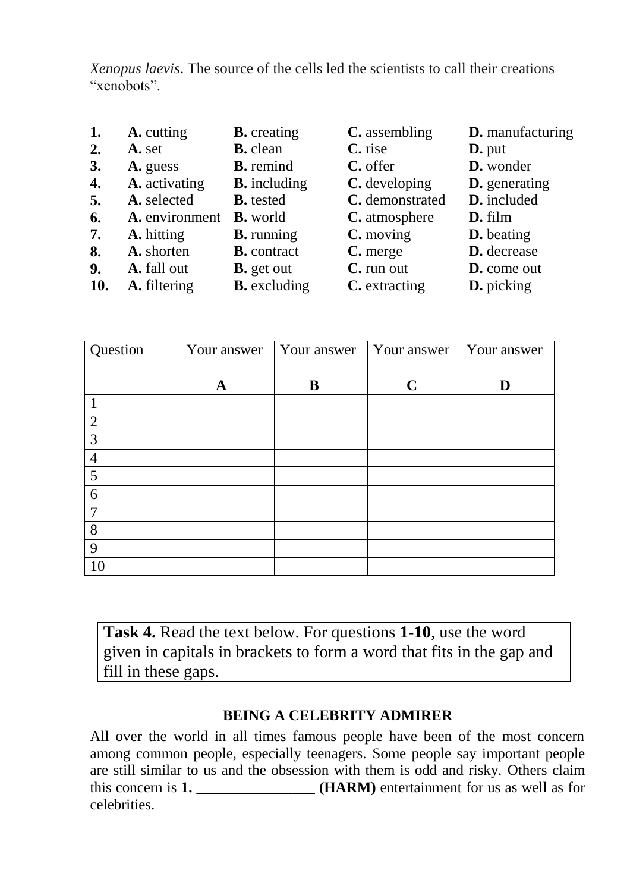*Xenopus laevis*. The source of the cells led the scientists to call their creations "xenobots".

| | | | | |
|---|---|---|---|---|
| **1.** | **A.** cutting | **B.** creating | **C.** assembling | **D.** manufacturing |
| **2.** | **A.** set | **B.** clean | **C.** rise | **D.** put |
| **3.** | **A.** guess | **B.** remind | **C.** offer | **D.** wonder |
| **4.** | **A.** activating | **B.** including | **C.** developing | **D.** generating |
| **5.** | **A.** selected | **B.** tested | **C.** demonstrated | **D.** included |
| **6.** | **A.** environment | **B.** world | **C.** atmosphere | **D.** film |
| **7.** | **A.** hitting | **B.** running | **C.** moving | **D.** beating |
| **8.** | **A.** shorten | **B.** contract | **C.** merge | **D.** decrease |
| **9.** | **A.** fall out | **B.** get out | **C.** run out | **D.** come out |
| **10.** | **A.** filtering | **B.** excluding | **C.** extracting | **D.** picking |

| Question | Your answer | Your answer | Your answer | Your answer |
|---|---|---|---|---|
| | **A** | **B** | **C** | **D** |
| 1 | | | | |
| 2 | | | | |
| 3 | | | | |
| 4 | | | | |
| 5 | | | | |
| 6 | | | | |
| 7 | | | | |
| 8 | | | | |
| 9 | | | | |
| 10 | | | | |

**Task 4.** Read the text below. For questions **1-10**, use the word given in capitals in brackets to form a word that fits in the gap and fill in these gaps.

### BEING A CELEBRITY ADMIRER

All over the world in all times famous people have been of the most concern among common people, especially teenagers. Some people say important people are still similar to us and the obsession with them is odd and risky. Others claim this concern is **1. ________________ (HARM)** entertainment for us as well as for celebrities.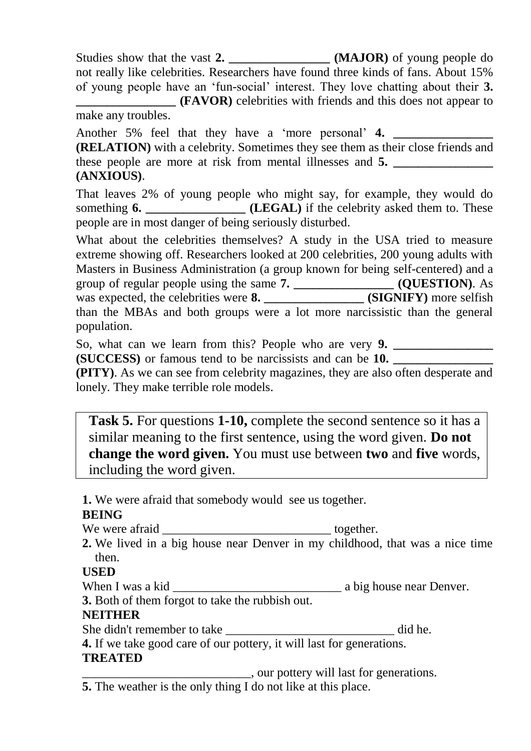Studies show that the vast **2. ________________ (MAJOR)** of young people do not really like celebrities. Researchers have found three kinds of fans. About 15% of young people have an 'fun-social' interest. They love chatting about their **3. ________________ (FAVOR)** celebrities with friends and this does not appear to make any troubles.

Another 5% feel that they have a 'more personal' **4. ________________ (RELATION)** with a celebrity. Sometimes they see them as their close friends and these people are more at risk from mental illnesses and **5. ________________ (ANXIOUS)**.

That leaves 2% of young people who might say, for example, they would do something **6. ________________ (LEGAL)** if the celebrity asked them to. These people are in most danger of being seriously disturbed.

What about the celebrities themselves? A study in the USA tried to measure extreme showing off. Researchers looked at 200 celebrities, 200 young adults with Masters in Business Administration (a group known for being self-centered) and a group of regular people using the same **7. ________________ (QUESTION)**. As was expected, the celebrities were **8. ________________ (SIGNIFY)** more selfish than the MBAs and both groups were a lot more narcissistic than the general population.

So, what can we learn from this? People who are very **9. ________________ (SUCCESS)** or famous tend to be narcissists and can be **10. ________________ (PITY)**. As we can see from celebrity magazines, they are also often desperate and lonely. They make terrible role models.

**Task 5.** For questions **1-10,** complete the second sentence so it has a similar meaning to the first sentence, using the word given. **Do not change the word given.** You must use between **two** and **five** words, including the word given.

**1.** We were afraid that somebody would see us together.
**BEING**
We were afraid ___________________________ together.

**2.** We lived in a big house near Denver in my childhood, that was a nice time then.
**USED**
When I was a kid ___________________________ a big house near Denver.

**3.** Both of them forgot to take the rubbish out.
**NEITHER**
She didn't remember to take ___________________________ did he.

**4.** If we take good care of our pottery, it will last for generations.
**TREATED**
___________________________, our pottery will last for generations.

**5.** The weather is the only thing I do not like at this place.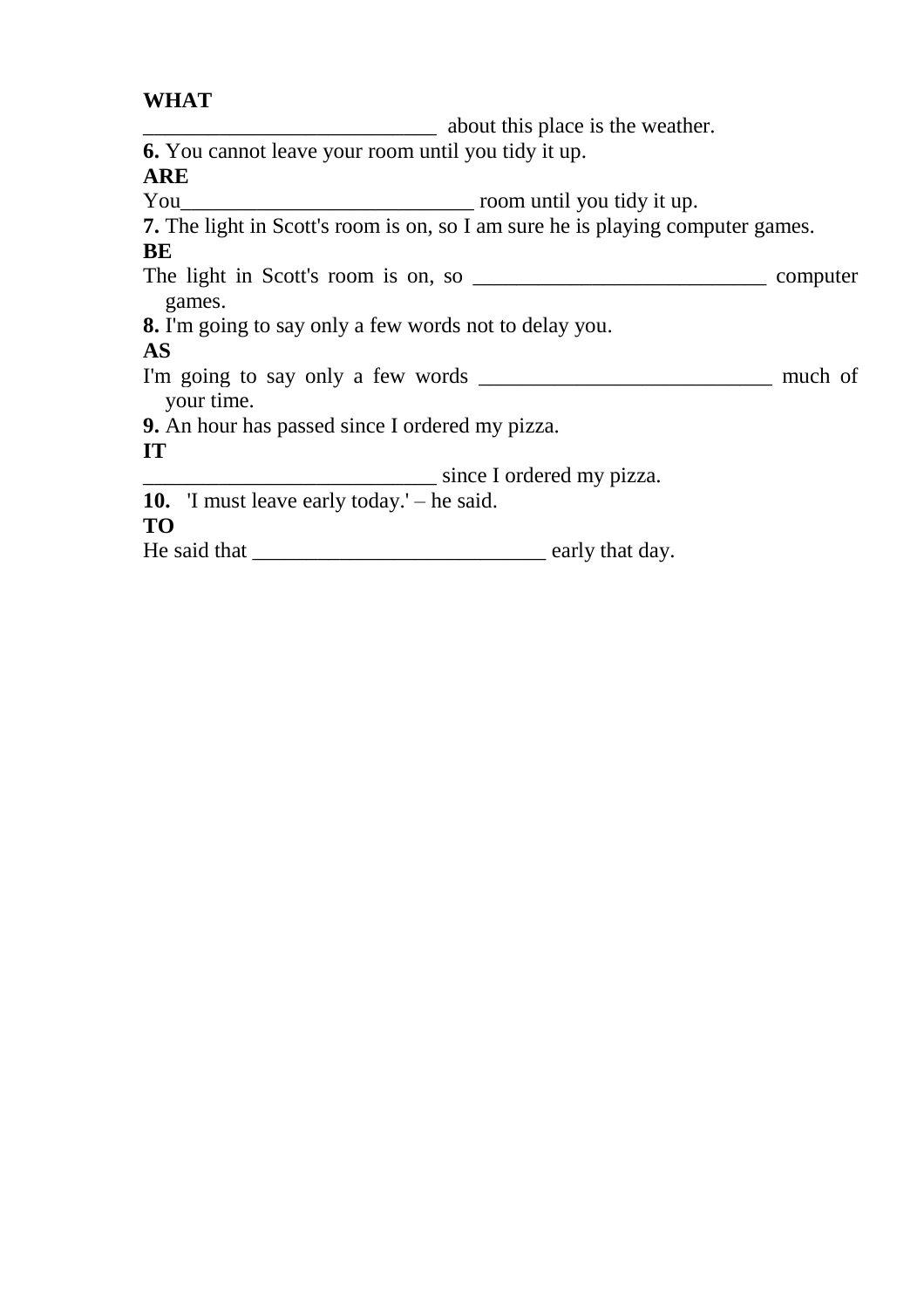**WHAT**

___________________________ about this place is the weather.

**6.** You cannot leave your room until you tidy it up.

**ARE**

You___________________________ room until you tidy it up.

**7.** The light in Scott's room is on, so I am sure he is playing computer games.

**BE**

The light in Scott's room is on, so ___________________________ computer games.

**8.** I'm going to say only a few words not to delay you.

**AS**

I'm going to say only a few words ___________________________ much of your time.

**9.** An hour has passed since I ordered my pizza.

**IT**

___________________________ since I ordered my pizza.

**10.** 'I must leave early today.' – he said.

**TO**

He said that ___________________________ early that day.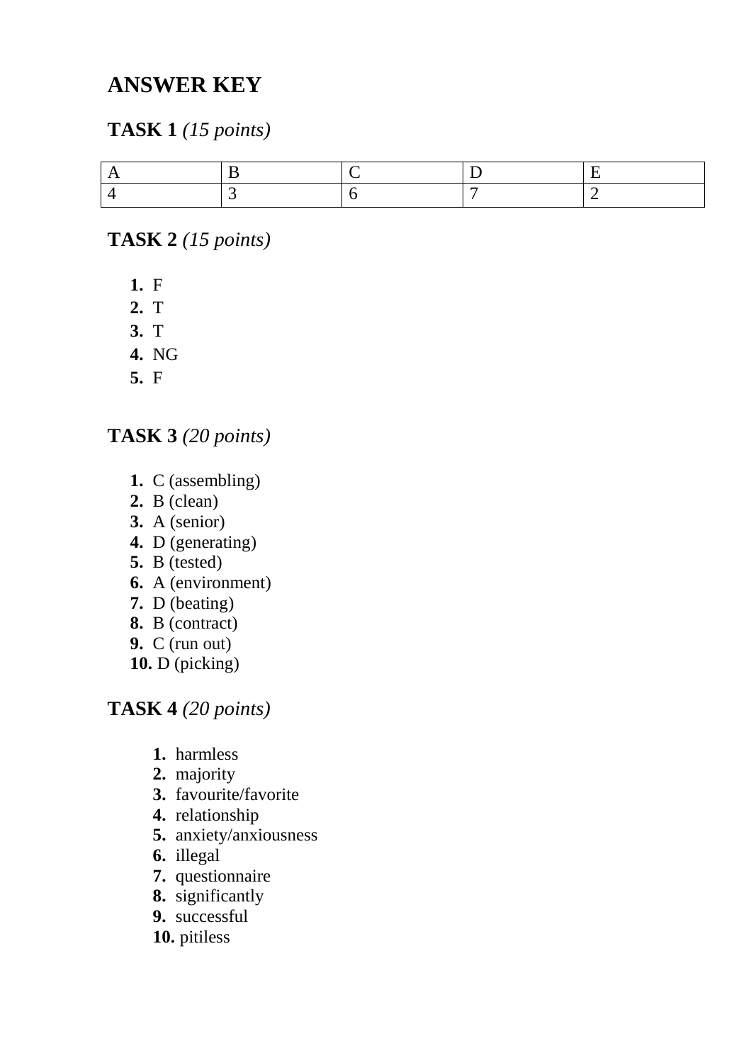# ANSWER KEY

## TASK 1 *(15 points)*

| A | B | C | D | E |
|---|---|---|---|---|
| 4 | 3 | 6 | 7 | 2 |

## TASK 2 *(15 points)*

1. F
2. T
3. T
4. NG
5. F

## TASK 3 *(20 points)*

1. C (assembling)
2. B (clean)
3. A (senior)
4. D (generating)
5. B (tested)
6. A (environment)
7. D (beating)
8. B (contract)
9. C (run out)
10. D (picking)

## TASK 4 *(20 points)*

1. harmless
2. majority
3. favourite/favorite
4. relationship
5. anxiety/anxiousness
6. illegal
7. questionnaire
8. significantly
9. successful
10. pitiless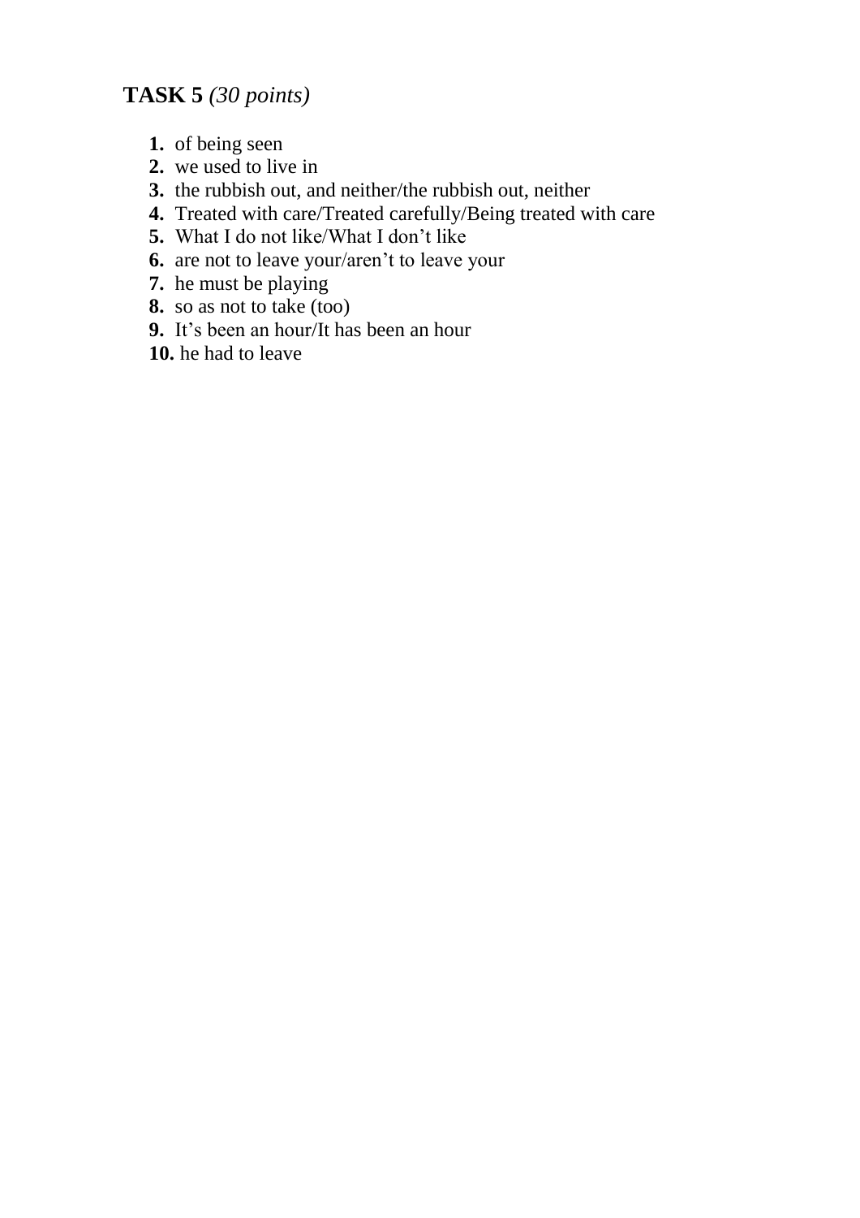**TASK 5** *(30 points)*

1. of being seen
2. we used to live in
3. the rubbish out, and neither/the rubbish out, neither
4. Treated with care/Treated carefully/Being treated with care
5. What I do not like/What I don't like
6. are not to leave your/aren't to leave your
7. he must be playing
8. so as not to take (too)
9. It's been an hour/It has been an hour
10. he had to leave